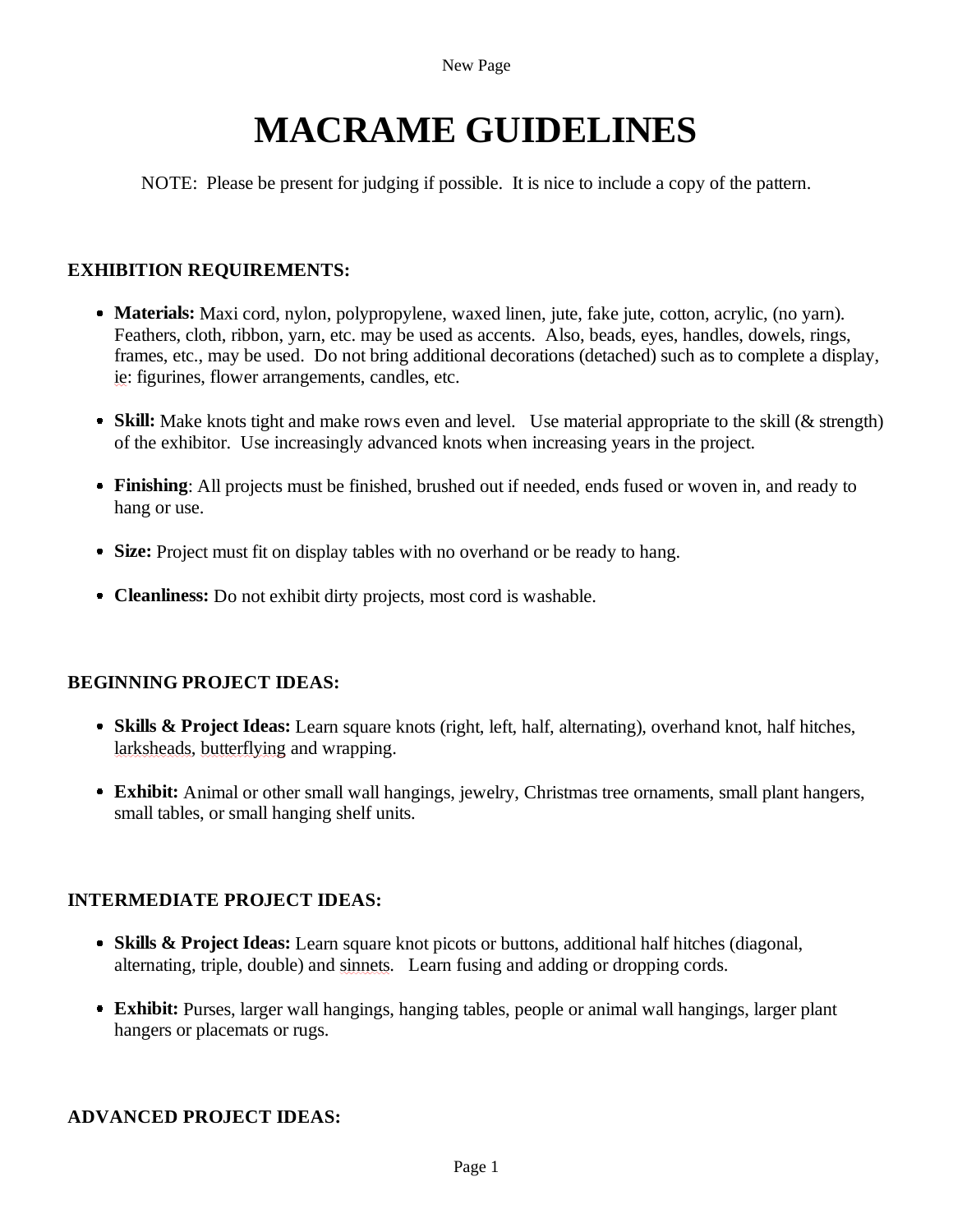# MACRAME GUIDELINES

NOTE: Please be present for judging if possible. It is nice to include a copy of the pattern.

## EXHIBITION REQUIREMENTS:

- **Materials:** Maxi cord, nylon, polypropylene, waxed linen, jute, fake jute, cotton, acrylic, (no yarn). Feathers, cloth, ribbon, yarn, etc. may be used as accents. Also, beads, eyes, handles, dowels, rings, frames, etc., may be used. Do not bring additional decorations (detached) such as to complete a display, ie: figurines, flower arrangements, candles, etc.

- **Skill:** Make knots tight and make rows even and level. Use material appropriate to the skill (& strength) of the exhibitor. Use increasingly advanced knots when increasing years in the project.

- **Finishing**: All projects must be finished, brushed out if needed, ends fused or woven in, and ready to hang or use.

- **Size:** Project must fit on display tables with no overhand or be ready to hang.

- **Cleanliness:** Do not exhibit dirty projects, most cord is washable.

## BEGINNING PROJECT IDEAS:

- **Skills & Project Ideas:** Learn square knots (right, left, half, alternating), overhand knot, half hitches, larksheads, butterflying and wrapping.

- **Exhibit:** Animal or other small wall hangings, jewelry, Christmas tree ornaments, small plant hangers, small tables, or small hanging shelf units.

## INTERMEDIATE PROJECT IDEAS:

- **Skills & Project Ideas:** Learn square knot picots or buttons, additional half hitches (diagonal, alternating, triple, double) and sinnets. Learn fusing and adding or dropping cords.

- **Exhibit:** Purses, larger wall hangings, hanging tables, people or animal wall hangings, larger plant hangers or placemats or rugs.

## ADVANCED PROJECT IDEAS: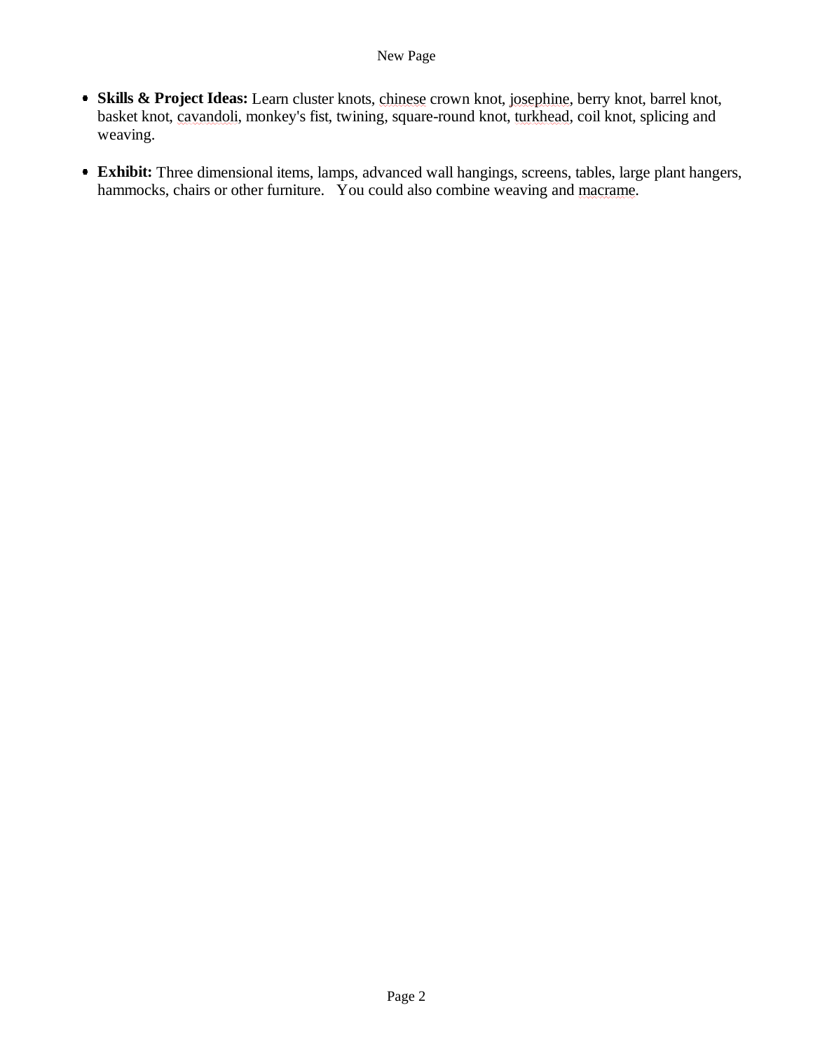- **Skills & Project Ideas:** Learn cluster knots, chinese crown knot, josephine, berry knot, barrel knot, basket knot, cavandoli, monkey's fist, twining, square-round knot, turkhead, coil knot, splicing and weaving.

- **Exhibit:** Three dimensional items, lamps, advanced wall hangings, screens, tables, large plant hangers, hammocks, chairs or other furniture. You could also combine weaving and macrame.